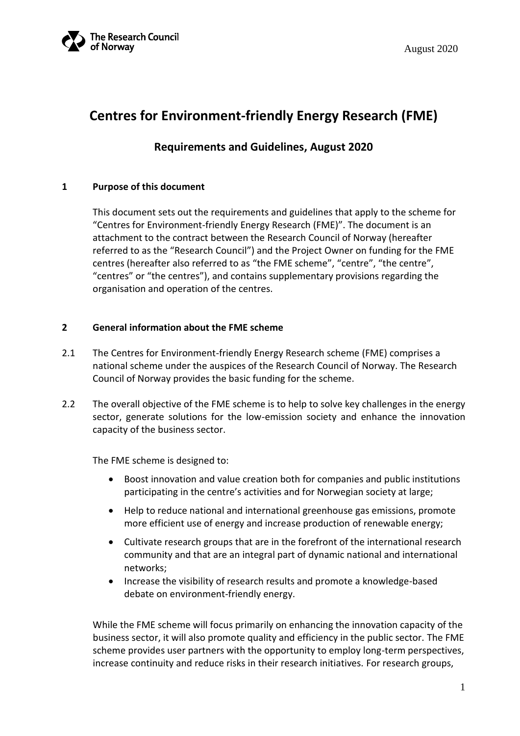# Centres for Environment-friendly Energy Research (FME)

## Requirements and Guidelines, August 2020

### 1 Purpose of this document

This document sets out the requirements and guidelines that apply to the scheme for "Centres for Environment-friendly Energy Research (FME)". The document is an attachment to the contract between the Research Council of Norway (hereafter referred to as the "Research Council") and the Project Owner on funding for the FME centres (hereafter also referred to as "the FME scheme", "centre", "the centre", "centres" or "the centres"), and contains supplementary provisions regarding the organisation and operation of the centres.

### 2 General information about the FME scheme

2.1 The Centres for Environment-friendly Energy Research scheme (FME) comprises a national scheme under the auspices of the Research Council of Norway. The Research Council of Norway provides the basic funding for the scheme.

2.2 The overall objective of the FME scheme is to help to solve key challenges in the energy sector, generate solutions for the low-emission society and enhance the innovation capacity of the business sector.

The FME scheme is designed to:

- Boost innovation and value creation both for companies and public institutions participating in the centre's activities and for Norwegian society at large;
- Help to reduce national and international greenhouse gas emissions, promote more efficient use of energy and increase production of renewable energy;
- Cultivate research groups that are in the forefront of the international research community and that are an integral part of dynamic national and international networks;
- Increase the visibility of research results and promote a knowledge-based debate on environment-friendly energy.

While the FME scheme will focus primarily on enhancing the innovation capacity of the business sector, it will also promote quality and efficiency in the public sector. The FME scheme provides user partners with the opportunity to employ long-term perspectives, increase continuity and reduce risks in their research initiatives. For research groups,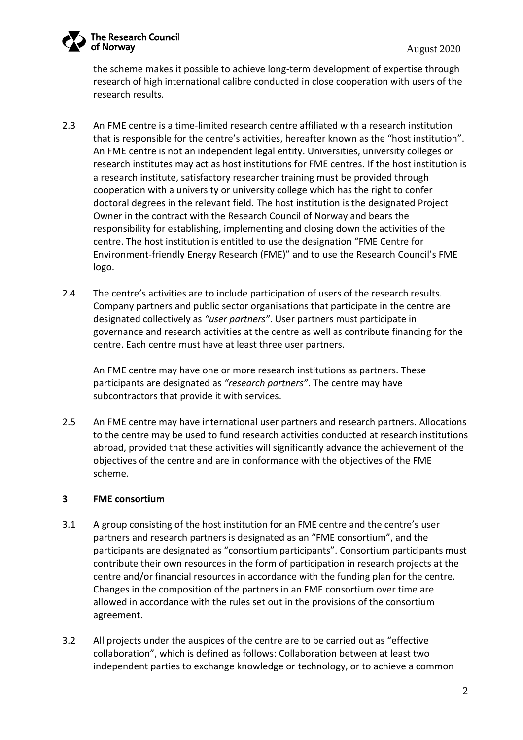the scheme makes it possible to achieve long-term development of expertise through research of high international calibre conducted in close cooperation with users of the research results.

2.3 An FME centre is a time-limited research centre affiliated with a research institution that is responsible for the centre's activities, hereafter known as the "host institution". An FME centre is not an independent legal entity. Universities, university colleges or research institutes may act as host institutions for FME centres. If the host institution is a research institute, satisfactory researcher training must be provided through cooperation with a university or university college which has the right to confer doctoral degrees in the relevant field. The host institution is the designated Project Owner in the contract with the Research Council of Norway and bears the responsibility for establishing, implementing and closing down the activities of the centre. The host institution is entitled to use the designation "FME Centre for Environment-friendly Energy Research (FME)" and to use the Research Council's FME logo.

2.4 The centre's activities are to include participation of users of the research results. Company partners and public sector organisations that participate in the centre are designated collectively as *"user partners"*. User partners must participate in governance and research activities at the centre as well as contribute financing for the centre. Each centre must have at least three user partners.

An FME centre may have one or more research institutions as partners. These participants are designated as *"research partners"*. The centre may have subcontractors that provide it with services.

2.5 An FME centre may have international user partners and research partners. Allocations to the centre may be used to fund research activities conducted at research institutions abroad, provided that these activities will significantly advance the achievement of the objectives of the centre and are in conformance with the objectives of the FME scheme.

## 3 FME consortium

3.1 A group consisting of the host institution for an FME centre and the centre's user partners and research partners is designated as an "FME consortium", and the participants are designated as "consortium participants". Consortium participants must contribute their own resources in the form of participation in research projects at the centre and/or financial resources in accordance with the funding plan for the centre. Changes in the composition of the partners in an FME consortium over time are allowed in accordance with the rules set out in the provisions of the consortium agreement.

3.2 All projects under the auspices of the centre are to be carried out as "effective collaboration", which is defined as follows: Collaboration between at least two independent parties to exchange knowledge or technology, or to achieve a common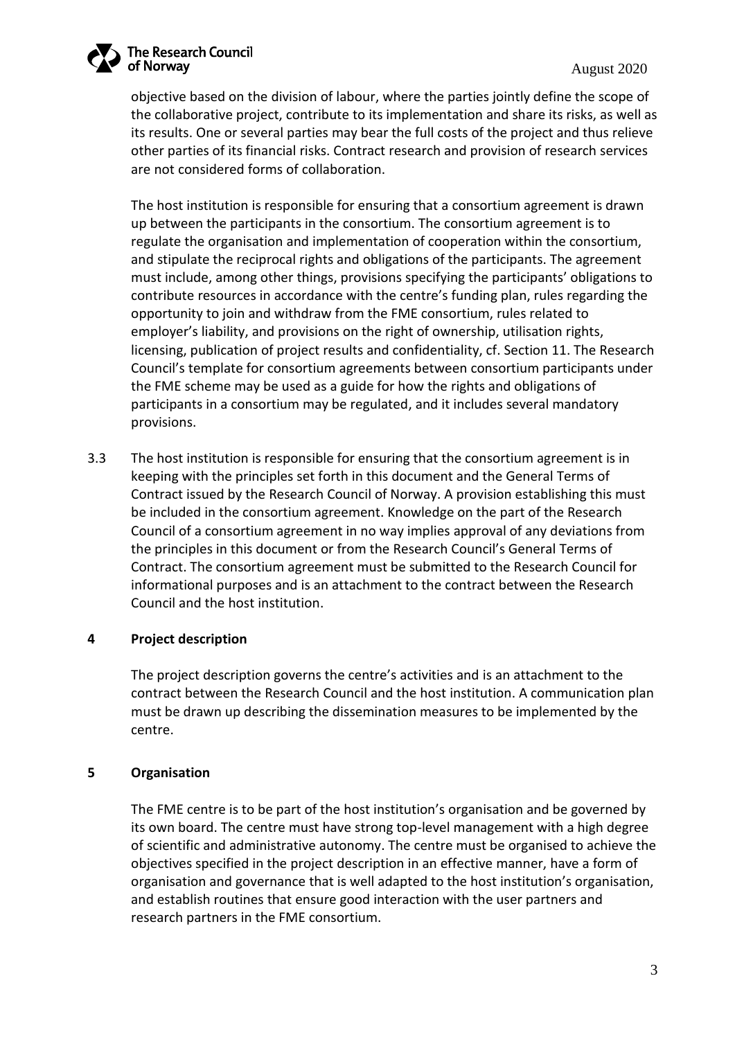objective based on the division of labour, where the parties jointly define the scope of the collaborative project, contribute to its implementation and share its risks, as well as its results. One or several parties may bear the full costs of the project and thus relieve other parties of its financial risks. Contract research and provision of research services are not considered forms of collaboration.

The host institution is responsible for ensuring that a consortium agreement is drawn up between the participants in the consortium. The consortium agreement is to regulate the organisation and implementation of cooperation within the consortium, and stipulate the reciprocal rights and obligations of the participants. The agreement must include, among other things, provisions specifying the participants' obligations to contribute resources in accordance with the centre's funding plan, rules regarding the opportunity to join and withdraw from the FME consortium, rules related to employer's liability, and provisions on the right of ownership, utilisation rights, licensing, publication of project results and confidentiality, cf. Section 11. The Research Council's template for consortium agreements between consortium participants under the FME scheme may be used as a guide for how the rights and obligations of participants in a consortium may be regulated, and it includes several mandatory provisions.

3.3 The host institution is responsible for ensuring that the consortium agreement is in keeping with the principles set forth in this document and the General Terms of Contract issued by the Research Council of Norway. A provision establishing this must be included in the consortium agreement. Knowledge on the part of the Research Council of a consortium agreement in no way implies approval of any deviations from the principles in this document or from the Research Council's General Terms of Contract. The consortium agreement must be submitted to the Research Council for informational purposes and is an attachment to the contract between the Research Council and the host institution.

## 4 Project description

The project description governs the centre's activities and is an attachment to the contract between the Research Council and the host institution. A communication plan must be drawn up describing the dissemination measures to be implemented by the centre.

## 5 Organisation

The FME centre is to be part of the host institution's organisation and be governed by its own board. The centre must have strong top-level management with a high degree of scientific and administrative autonomy. The centre must be organised to achieve the objectives specified in the project description in an effective manner, have a form of organisation and governance that is well adapted to the host institution's organisation, and establish routines that ensure good interaction with the user partners and research partners in the FME consortium.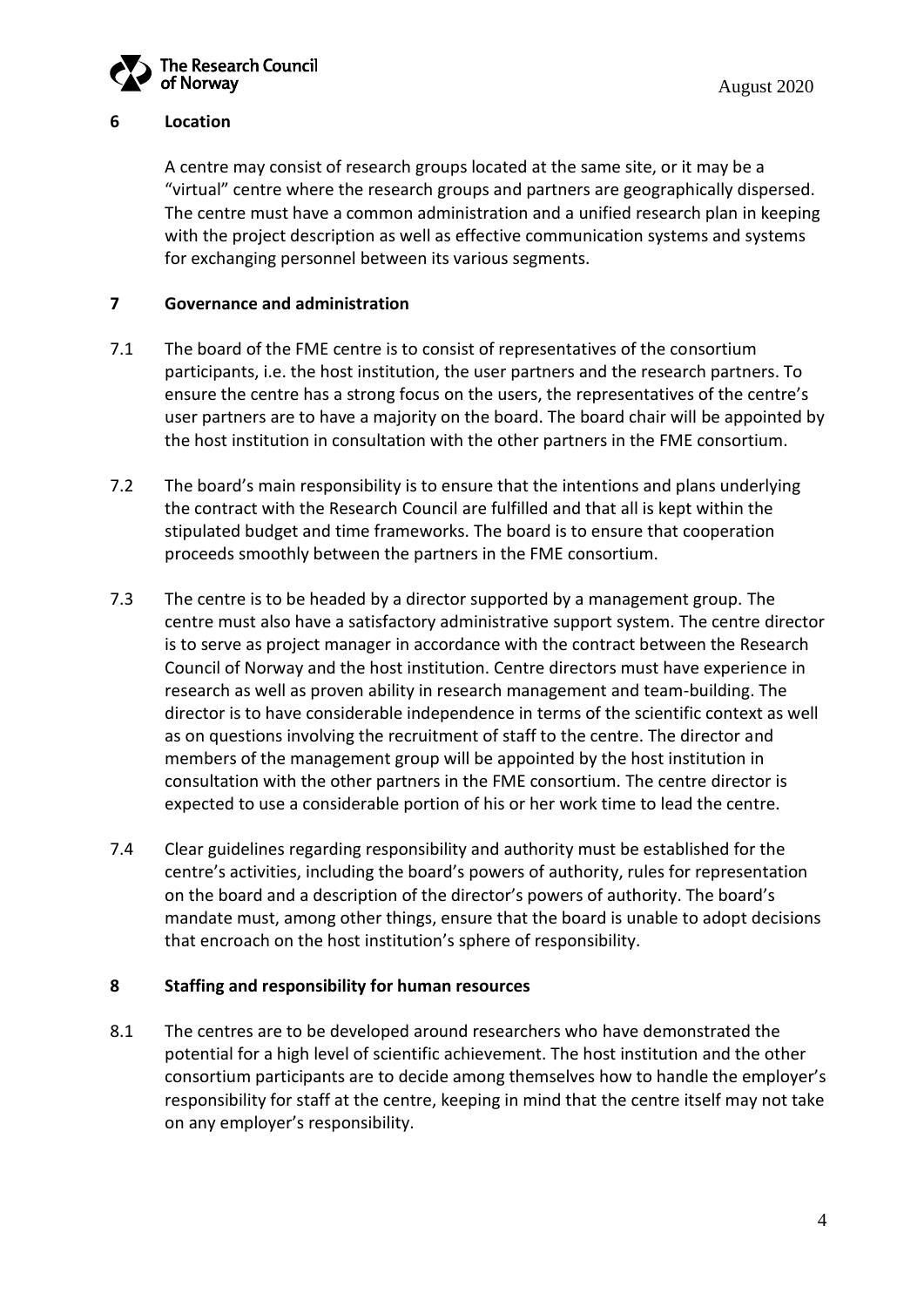## 6 Location

A centre may consist of research groups located at the same site, or it may be a "virtual" centre where the research groups and partners are geographically dispersed. The centre must have a common administration and a unified research plan in keeping with the project description as well as effective communication systems and systems for exchanging personnel between its various segments.

## 7 Governance and administration

7.1 The board of the FME centre is to consist of representatives of the consortium participants, i.e. the host institution, the user partners and the research partners. To ensure the centre has a strong focus on the users, the representatives of the centre's user partners are to have a majority on the board. The board chair will be appointed by the host institution in consultation with the other partners in the FME consortium.

7.2 The board's main responsibility is to ensure that the intentions and plans underlying the contract with the Research Council are fulfilled and that all is kept within the stipulated budget and time frameworks. The board is to ensure that cooperation proceeds smoothly between the partners in the FME consortium.

7.3 The centre is to be headed by a director supported by a management group. The centre must also have a satisfactory administrative support system. The centre director is to serve as project manager in accordance with the contract between the Research Council of Norway and the host institution. Centre directors must have experience in research as well as proven ability in research management and team-building. The director is to have considerable independence in terms of the scientific context as well as on questions involving the recruitment of staff to the centre. The director and members of the management group will be appointed by the host institution in consultation with the other partners in the FME consortium. The centre director is expected to use a considerable portion of his or her work time to lead the centre.

7.4 Clear guidelines regarding responsibility and authority must be established for the centre's activities, including the board's powers of authority, rules for representation on the board and a description of the director's powers of authority. The board's mandate must, among other things, ensure that the board is unable to adopt decisions that encroach on the host institution's sphere of responsibility.

## 8 Staffing and responsibility for human resources

8.1 The centres are to be developed around researchers who have demonstrated the potential for a high level of scientific achievement. The host institution and the other consortium participants are to decide among themselves how to handle the employer's responsibility for staff at the centre, keeping in mind that the centre itself may not take on any employer's responsibility.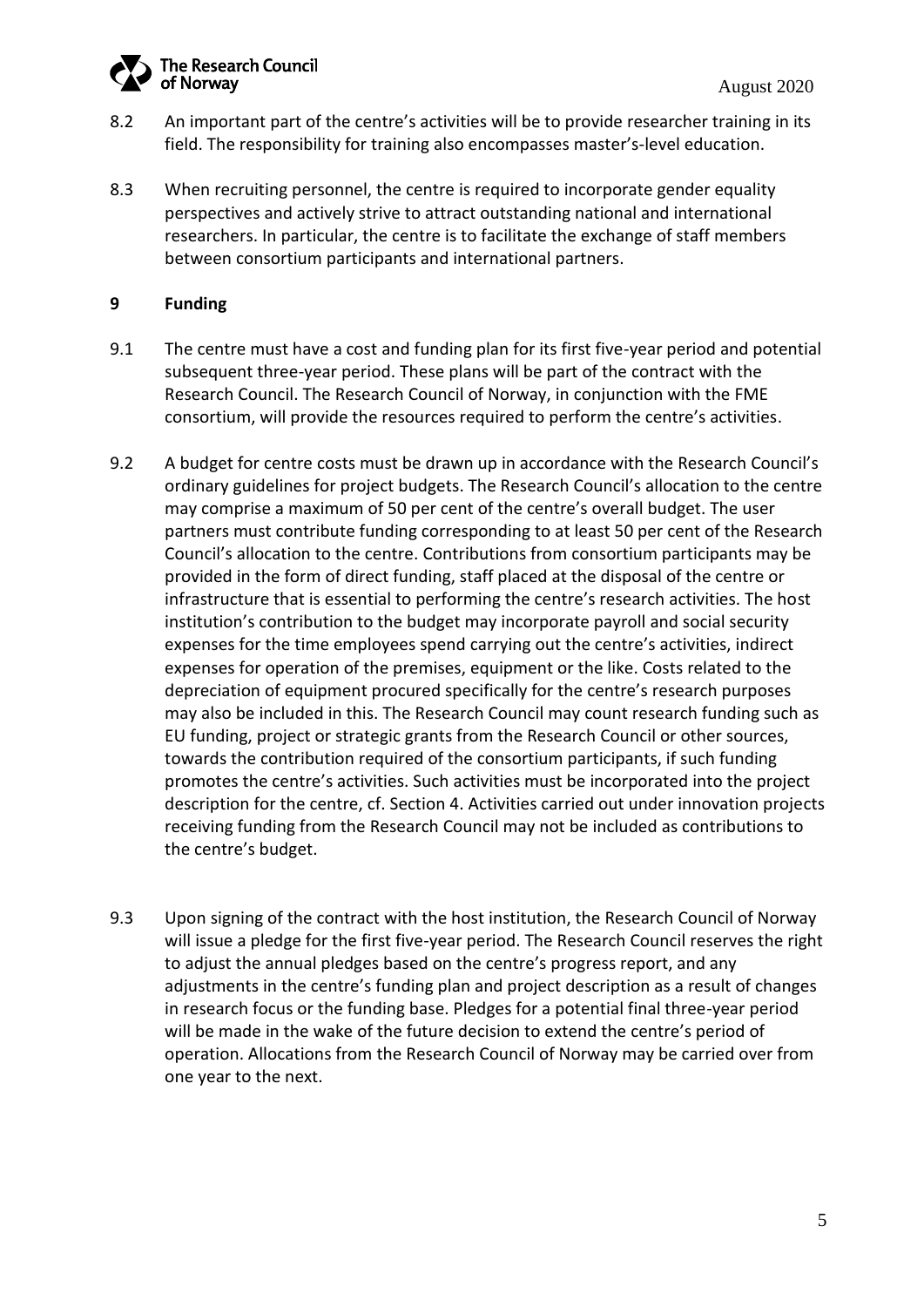8.2 An important part of the centre's activities will be to provide researcher training in its field. The responsibility for training also encompasses master's-level education.

8.3 When recruiting personnel, the centre is required to incorporate gender equality perspectives and actively strive to attract outstanding national and international researchers. In particular, the centre is to facilitate the exchange of staff members between consortium participants and international partners.

## 9 Funding

9.1 The centre must have a cost and funding plan for its first five-year period and potential subsequent three-year period. These plans will be part of the contract with the Research Council. The Research Council of Norway, in conjunction with the FME consortium, will provide the resources required to perform the centre's activities.

9.2 A budget for centre costs must be drawn up in accordance with the Research Council's ordinary guidelines for project budgets. The Research Council's allocation to the centre may comprise a maximum of 50 per cent of the centre's overall budget. The user partners must contribute funding corresponding to at least 50 per cent of the Research Council's allocation to the centre. Contributions from consortium participants may be provided in the form of direct funding, staff placed at the disposal of the centre or infrastructure that is essential to performing the centre's research activities. The host institution's contribution to the budget may incorporate payroll and social security expenses for the time employees spend carrying out the centre's activities, indirect expenses for operation of the premises, equipment or the like. Costs related to the depreciation of equipment procured specifically for the centre's research purposes may also be included in this. The Research Council may count research funding such as EU funding, project or strategic grants from the Research Council or other sources, towards the contribution required of the consortium participants, if such funding promotes the centre's activities. Such activities must be incorporated into the project description for the centre, cf. Section 4. Activities carried out under innovation projects receiving funding from the Research Council may not be included as contributions to the centre's budget.

9.3 Upon signing of the contract with the host institution, the Research Council of Norway will issue a pledge for the first five-year period. The Research Council reserves the right to adjust the annual pledges based on the centre's progress report, and any adjustments in the centre's funding plan and project description as a result of changes in research focus or the funding base. Pledges for a potential final three-year period will be made in the wake of the future decision to extend the centre's period of operation. Allocations from the Research Council of Norway may be carried over from one year to the next.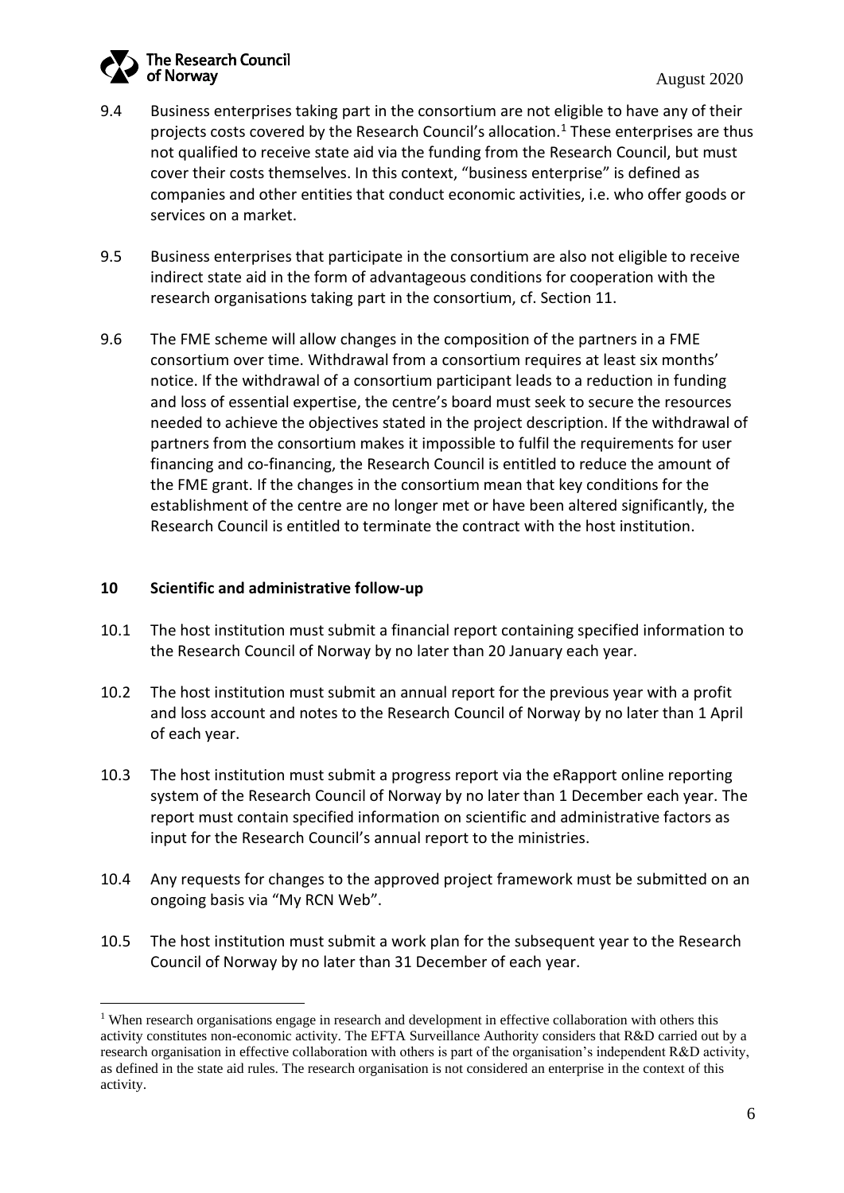9.4 Business enterprises taking part in the consortium are not eligible to have any of their projects costs covered by the Research Council's allocation.[1] These enterprises are thus not qualified to receive state aid via the funding from the Research Council, but must cover their costs themselves. In this context, "business enterprise" is defined as companies and other entities that conduct economic activities, i.e. who offer goods or services on a market.

9.5 Business enterprises that participate in the consortium are also not eligible to receive indirect state aid in the form of advantageous conditions for cooperation with the research organisations taking part in the consortium, cf. Section 11.

9.6 The FME scheme will allow changes in the composition of the partners in a FME consortium over time. Withdrawal from a consortium requires at least six months' notice. If the withdrawal of a consortium participant leads to a reduction in funding and loss of essential expertise, the centre's board must seek to secure the resources needed to achieve the objectives stated in the project description. If the withdrawal of partners from the consortium makes it impossible to fulfil the requirements for user financing and co-financing, the Research Council is entitled to reduce the amount of the FME grant. If the changes in the consortium mean that key conditions for the establishment of the centre are no longer met or have been altered significantly, the Research Council is entitled to terminate the contract with the host institution.

## 10 Scientific and administrative follow-up

10.1 The host institution must submit a financial report containing specified information to the Research Council of Norway by no later than 20 January each year.

10.2 The host institution must submit an annual report for the previous year with a profit and loss account and notes to the Research Council of Norway by no later than 1 April of each year.

10.3 The host institution must submit a progress report via the eRapport online reporting system of the Research Council of Norway by no later than 1 December each year. The report must contain specified information on scientific and administrative factors as input for the Research Council's annual report to the ministries.

10.4 Any requests for changes to the approved project framework must be submitted on an ongoing basis via "My RCN Web".

10.5 The host institution must submit a work plan for the subsequent year to the Research Council of Norway by no later than 31 December of each year.

---

[1] When research organisations engage in research and development in effective collaboration with others this activity constitutes non-economic activity. The EFTA Surveillance Authority considers that R&D carried out by a research organisation in effective collaboration with others is part of the organisation's independent R&D activity, as defined in the state aid rules. The research organisation is not considered an enterprise in the context of this activity.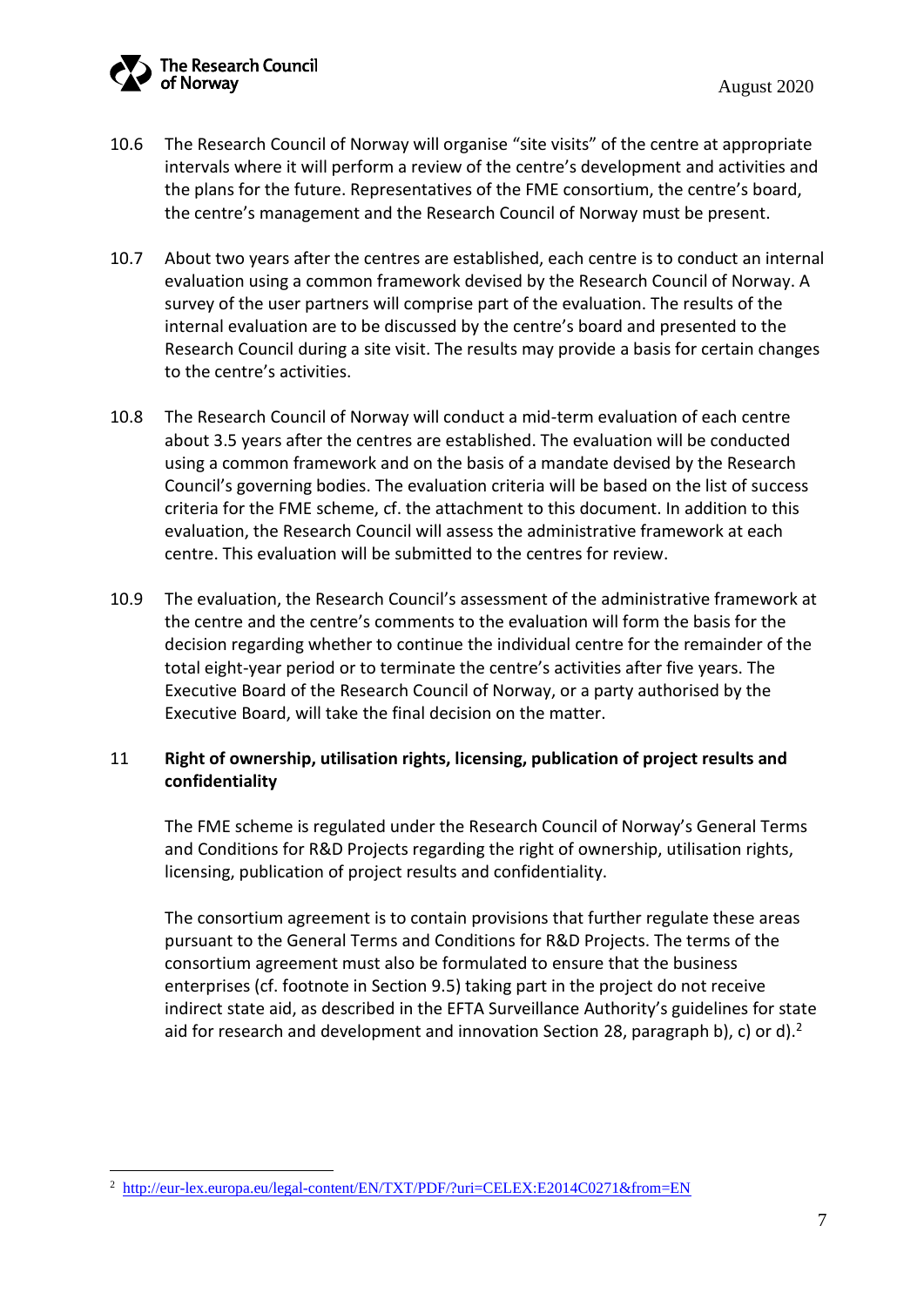10.6 The Research Council of Norway will organise "site visits" of the centre at appropriate intervals where it will perform a review of the centre's development and activities and the plans for the future. Representatives of the FME consortium, the centre's board, the centre's management and the Research Council of Norway must be present.

10.7 About two years after the centres are established, each centre is to conduct an internal evaluation using a common framework devised by the Research Council of Norway. A survey of the user partners will comprise part of the evaluation. The results of the internal evaluation are to be discussed by the centre's board and presented to the Research Council during a site visit. The results may provide a basis for certain changes to the centre's activities.

10.8 The Research Council of Norway will conduct a mid-term evaluation of each centre about 3.5 years after the centres are established. The evaluation will be conducted using a common framework and on the basis of a mandate devised by the Research Council's governing bodies. The evaluation criteria will be based on the list of success criteria for the FME scheme, cf. the attachment to this document. In addition to this evaluation, the Research Council will assess the administrative framework at each centre. This evaluation will be submitted to the centres for review.

10.9 The evaluation, the Research Council's assessment of the administrative framework at the centre and the centre's comments to the evaluation will form the basis for the decision regarding whether to continue the individual centre for the remainder of the total eight-year period or to terminate the centre's activities after five years. The Executive Board of the Research Council of Norway, or a party authorised by the Executive Board, will take the final decision on the matter.

## 11 Right of ownership, utilisation rights, licensing, publication of project results and confidentiality

The FME scheme is regulated under the Research Council of Norway's General Terms and Conditions for R&D Projects regarding the right of ownership, utilisation rights, licensing, publication of project results and confidentiality.

The consortium agreement is to contain provisions that further regulate these areas pursuant to the General Terms and Conditions for R&D Projects. The terms of the consortium agreement must also be formulated to ensure that the business enterprises (cf. footnote in Section 9.5) taking part in the project do not receive indirect state aid, as described in the EFTA Surveillance Authority's guidelines for state aid for research and development and innovation Section 28, paragraph b), c) or d).[2]

---

[2] http://eur-lex.europa.eu/legal-content/EN/TXT/PDF/?uri=CELEX:E2014C0271&from=EN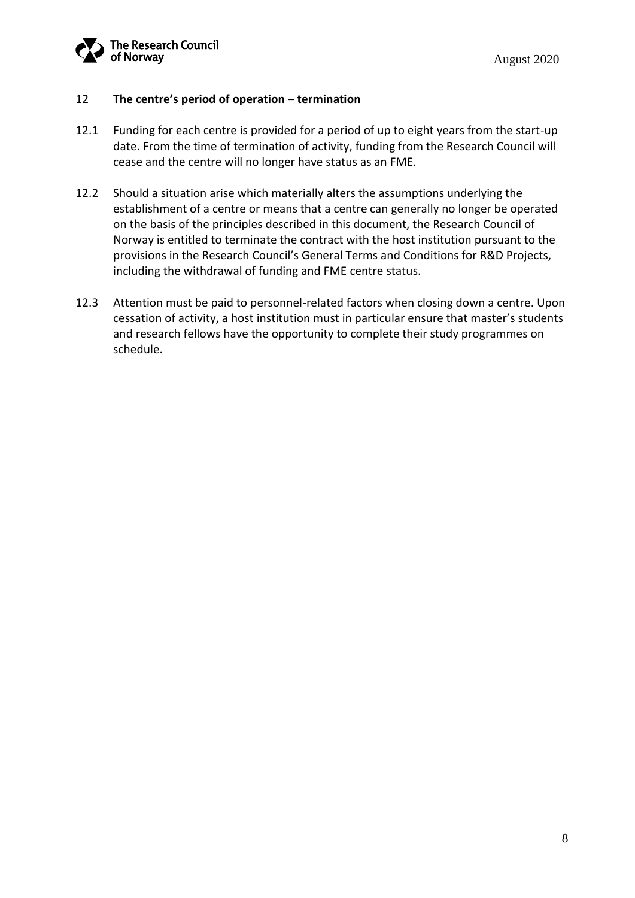## 12 The centre's period of operation – termination

12.1 Funding for each centre is provided for a period of up to eight years from the start-up date. From the time of termination of activity, funding from the Research Council will cease and the centre will no longer have status as an FME.

12.2 Should a situation arise which materially alters the assumptions underlying the establishment of a centre or means that a centre can generally no longer be operated on the basis of the principles described in this document, the Research Council of Norway is entitled to terminate the contract with the host institution pursuant to the provisions in the Research Council's General Terms and Conditions for R&D Projects, including the withdrawal of funding and FME centre status.

12.3 Attention must be paid to personnel-related factors when closing down a centre. Upon cessation of activity, a host institution must in particular ensure that master's students and research fellows have the opportunity to complete their study programmes on schedule.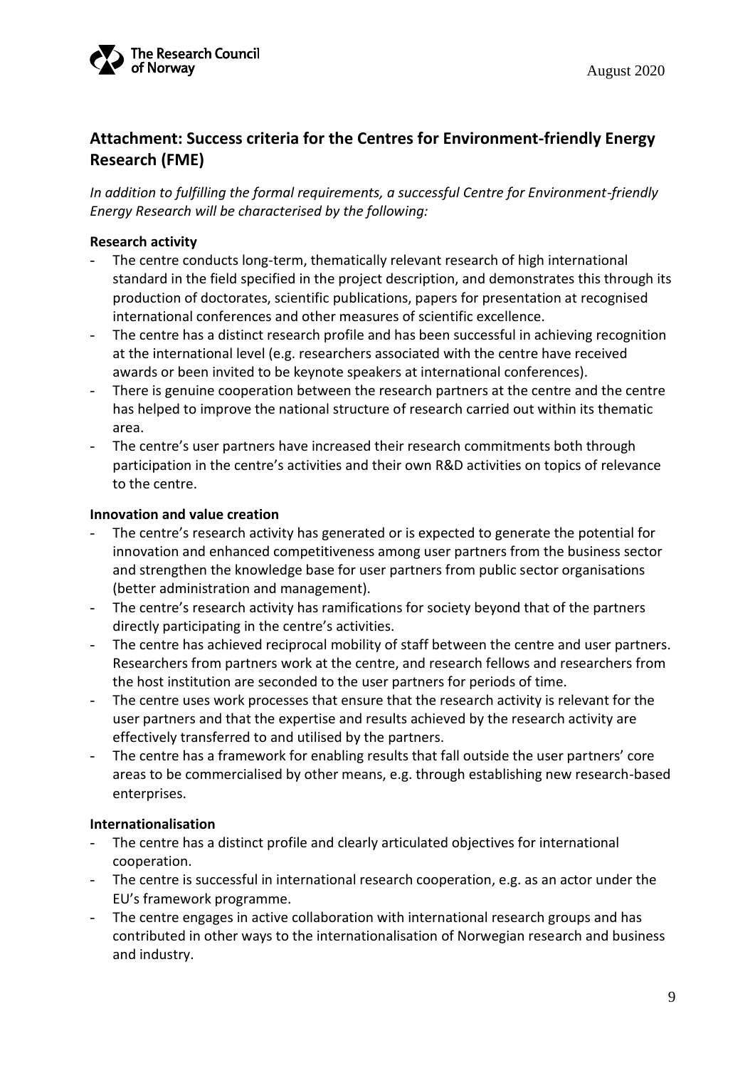## Attachment: Success criteria for the Centres for Environment-friendly Energy Research (FME)

*In addition to fulfilling the formal requirements, a successful Centre for Environment-friendly Energy Research will be characterised by the following:*

**Research activity**

- The centre conducts long-term, thematically relevant research of high international standard in the field specified in the project description, and demonstrates this through its production of doctorates, scientific publications, papers for presentation at recognised international conferences and other measures of scientific excellence.
- The centre has a distinct research profile and has been successful in achieving recognition at the international level (e.g. researchers associated with the centre have received awards or been invited to be keynote speakers at international conferences).
- There is genuine cooperation between the research partners at the centre and the centre has helped to improve the national structure of research carried out within its thematic area.
- The centre's user partners have increased their research commitments both through participation in the centre's activities and their own R&D activities on topics of relevance to the centre.

**Innovation and value creation**

- The centre's research activity has generated or is expected to generate the potential for innovation and enhanced competitiveness among user partners from the business sector and strengthen the knowledge base for user partners from public sector organisations (better administration and management).
- The centre's research activity has ramifications for society beyond that of the partners directly participating in the centre's activities.
- The centre has achieved reciprocal mobility of staff between the centre and user partners. Researchers from partners work at the centre, and research fellows and researchers from the host institution are seconded to the user partners for periods of time.
- The centre uses work processes that ensure that the research activity is relevant for the user partners and that the expertise and results achieved by the research activity are effectively transferred to and utilised by the partners.
- The centre has a framework for enabling results that fall outside the user partners' core areas to be commercialised by other means, e.g. through establishing new research-based enterprises.

**Internationalisation**

- The centre has a distinct profile and clearly articulated objectives for international cooperation.
- The centre is successful in international research cooperation, e.g. as an actor under the EU's framework programme.
- The centre engages in active collaboration with international research groups and has contributed in other ways to the internationalisation of Norwegian research and business and industry.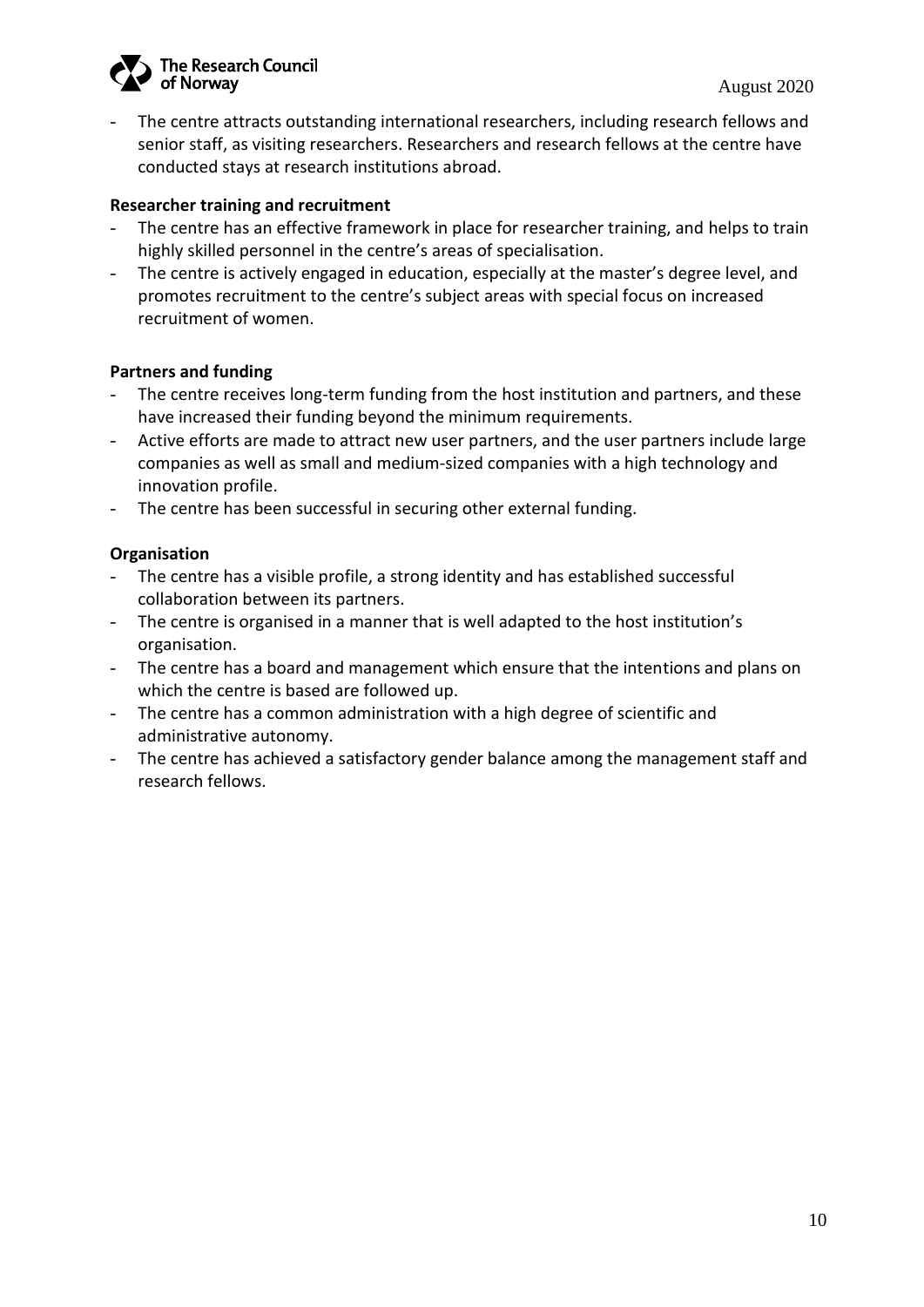- The centre attracts outstanding international researchers, including research fellows and senior staff, as visiting researchers. Researchers and research fellows at the centre have conducted stays at research institutions abroad.

**Researcher training and recruitment**

- The centre has an effective framework in place for researcher training, and helps to train highly skilled personnel in the centre's areas of specialisation.
- The centre is actively engaged in education, especially at the master's degree level, and promotes recruitment to the centre's subject areas with special focus on increased recruitment of women.

**Partners and funding**

- The centre receives long-term funding from the host institution and partners, and these have increased their funding beyond the minimum requirements.
- Active efforts are made to attract new user partners, and the user partners include large companies as well as small and medium-sized companies with a high technology and innovation profile.
- The centre has been successful in securing other external funding.

**Organisation**

- The centre has a visible profile, a strong identity and has established successful collaboration between its partners.
- The centre is organised in a manner that is well adapted to the host institution's organisation.
- The centre has a board and management which ensure that the intentions and plans on which the centre is based are followed up.
- The centre has a common administration with a high degree of scientific and administrative autonomy.
- The centre has achieved a satisfactory gender balance among the management staff and research fellows.